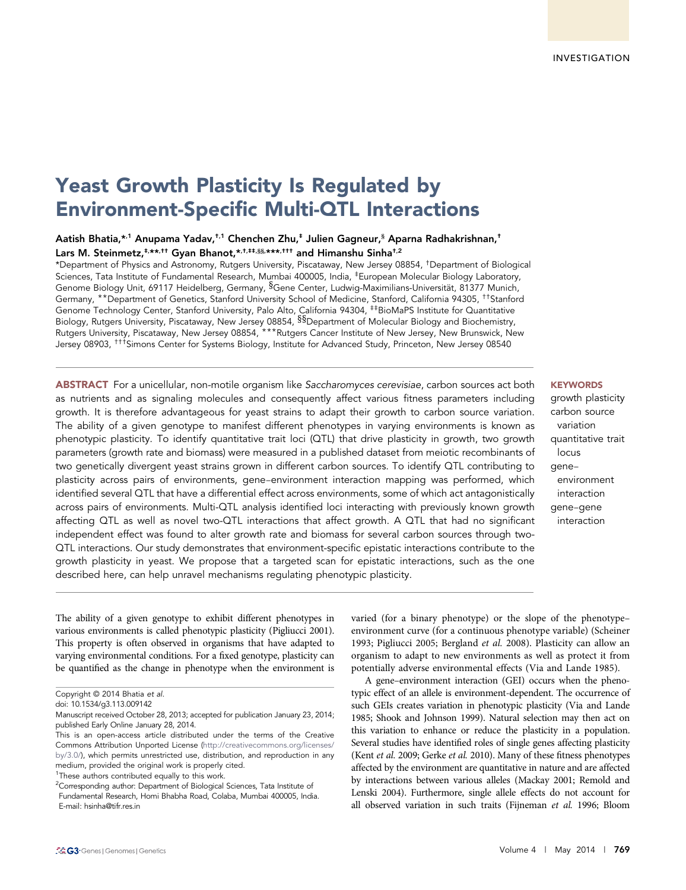INVESTIGATION

# Yeast Growth Plasticity Is Regulated by Environment-Specific Multi-QTL Interactions

Aatish Bhatia,*[,1] Anupama Yadav,†[,1] Chenchen Zhu,‡ Julien Gagneur,§ Aparna Radhakrishnan,† Lars M. Steinmetz,‡,**,†† Gyan Bhanot,*,†,‡‡,§§,***,††† and Himanshu Sinha†[,2]

*Department of Physics and Astronomy, Rutgers University, Piscataway, New Jersey 08854, †Department of Biological Sciences, Tata Institute of Fundamental Research, Mumbai 400005, India, ‡European Molecular Biology Laboratory, Genome Biology Unit, 69117 Heidelberg, Germany, §Gene Center, Ludwig-Maximilians-Universität, 81377 Munich, Germany, **Department of Genetics, Stanford University School of Medicine, Stanford, California 94305, ††Stanford Genome Technology Center, Stanford University, Palo Alto, California 94304, ‡‡BioMaPS Institute for Quantitative Biology, Rutgers University, Piscataway, New Jersey 08854, §§Department of Molecular Biology and Biochemistry, Rutgers University, Piscataway, New Jersey 08854, ***Rutgers Cancer Institute of New Jersey, New Brunswick, New Jersey 08903, †††Simons Center for Systems Biology, Institute for Advanced Study, Princeton, New Jersey 08540

**ABSTRACT** For a unicellular, non-motile organism like *Saccharomyces cerevisiae*, carbon sources act both as nutrients and as signaling molecules and consequently affect various fitness parameters including growth. It is therefore advantageous for yeast strains to adapt their growth to carbon source variation. The ability of a given genotype to manifest different phenotypes in varying environments is known as phenotypic plasticity. To identify quantitative trait loci (QTL) that drive plasticity in growth, two growth parameters (growth rate and biomass) were measured in a published dataset from meiotic recombinants of two genetically divergent yeast strains grown in different carbon sources. To identify QTL contributing to plasticity across pairs of environments, gene–environment interaction mapping was performed, which identified several QTL that have a differential effect across environments, some of which act antagonistically across pairs of environments. Multi-QTL analysis identified loci interacting with previously known growth affecting QTL as well as novel two-QTL interactions that affect growth. A QTL that had no significant independent effect was found to alter growth rate and biomass for several carbon sources through two-QTL interactions. Our study demonstrates that environment-specific epistatic interactions contribute to the growth plasticity in yeast. We propose that a targeted scan for epistatic interactions, such as the one described here, can help unravel mechanisms regulating phenotypic plasticity.

**KEYWORDS**
growth plasticity
carbon source variation
quantitative trait locus
gene–environment interaction
gene–gene interaction

The ability of a given genotype to exhibit different phenotypes in various environments is called phenotypic plasticity (Pigliucci 2001). This property is often observed in organisms that have adapted to varying environmental conditions. For a fixed genotype, plasticity can be quantified as the change in phenotype when the environment is varied (for a binary phenotype) or the slope of the phenotype–environment curve (for a continuous phenotype variable) (Scheiner 1993; Pigliucci 2005; Bergland *et al.* 2008). Plasticity can allow an organism to adapt to new environments as well as protect it from potentially adverse environmental effects (Via and Lande 1985).

A gene–environment interaction (GEI) occurs when the phenotypic effect of an allele is environment-dependent. The occurrence of such GEIs creates variation in phenotypic plasticity (Via and Lande 1985; Shook and Johnson 1999). Natural selection may then act on this variation to enhance or reduce the plasticity in a population. Several studies have identified roles of single genes affecting plasticity (Kent *et al.* 2009; Gerke *et al.* 2010). Many of these fitness phenotypes affected by the environment are quantitative in nature and are affected by interactions between various alleles (Mackay 2001; Remold and Lenski 2004). Furthermore, single allele effects do not account for all observed variation in such traits (Fijneman *et al.* 1996; Bloom

Copyright © 2014 Bhatia *et al.*
doi: 10.1534/g3.113.009142
Manuscript received October 28, 2013; accepted for publication January 23, 2014; published Early Online January 28, 2014.
This is an open-access article distributed under the terms of the Creative Commons Attribution Unported License (http://creativecommons.org/licenses/by/3.0/), which permits unrestricted use, distribution, and reproduction in any medium, provided the original work is properly cited.
[1]These authors contributed equally to this work.
[2]Corresponding author: Department of Biological Sciences, Tata Institute of Fundamental Research, Homi Bhabha Road, Colaba, Mumbai 400005, India. E-mail: hsinha@tifr.res.in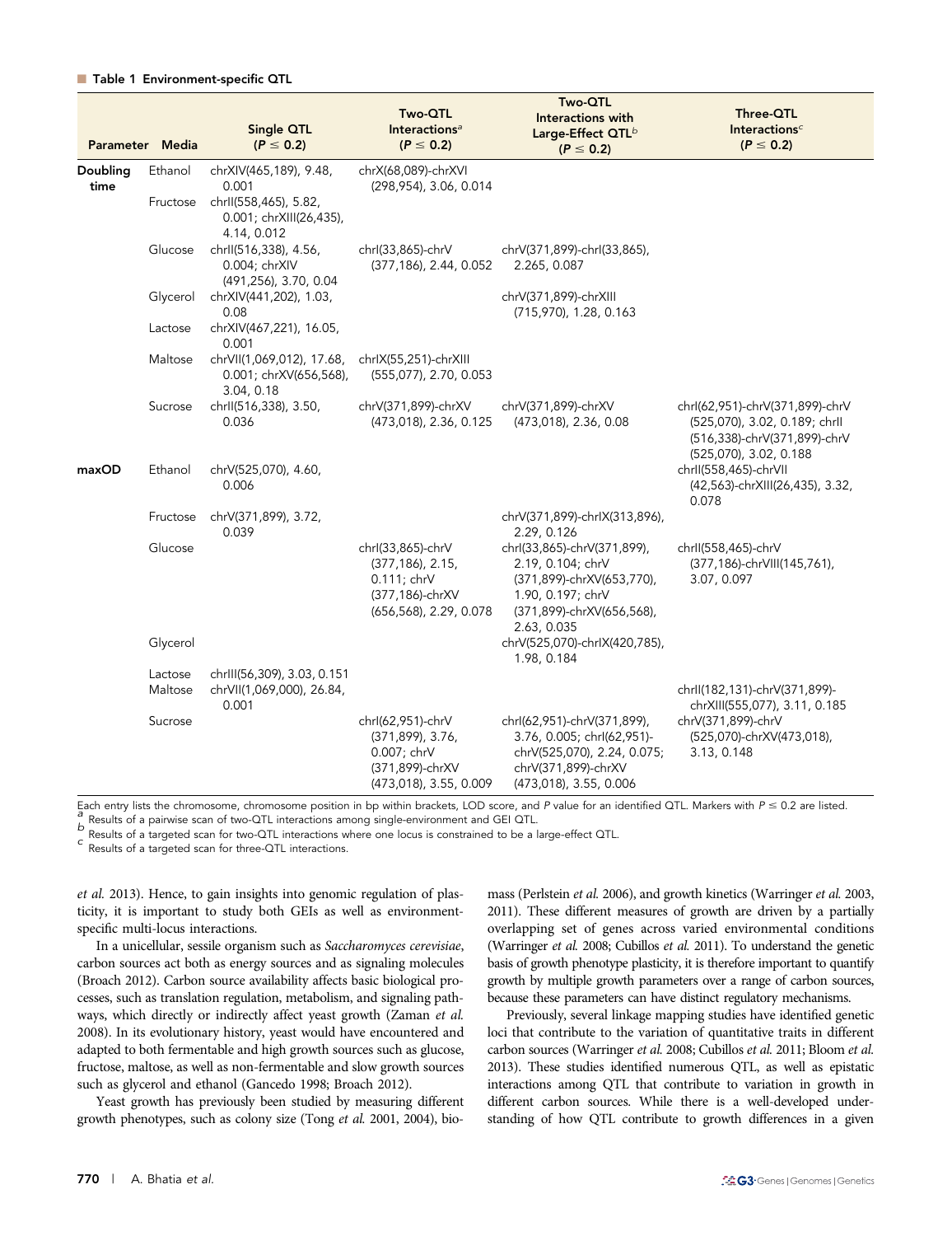**Table 1 Environment-specific QTL**

| Parameter | Media | Single QTL ($P \leq 0.2$) | Two-QTL Interactions[a] ($P \leq 0.2$) | Two-QTL Interactions with Large-Effect QTL[b] ($P \leq 0.2$) | Three-QTL Interactions[c] ($P \leq 0.2$) |
|---|---|---|---|---|---|
| **Doubling time** | Ethanol | chrXIV(465,189), 9.48, 0.001 | chrX(68,089)-chrXVI (298,954), 3.06, 0.014 | | |
| | Fructose | chrII(558,465), 5.82, 0.001; chrXIII(26,435), 4.14, 0.012 | | | |
| | Glucose | chrII(516,338), 4.56, 0.004; chrXIV (491,256), 3.70, 0.04 | chrI(33,865)-chrV (377,186), 2.44, 0.052 | chrV(371,899)-chrI(33,865), 2.265, 0.087 | |
| | Glycerol | chrXIV(441,202), 1.03, 0.08 | | chrV(371,899)-chrXIII (715,970), 1.28, 0.163 | |
| | Lactose | chrXIV(467,221), 16.05, 0.001 | | | |
| | Maltose | chrVII(1,069,012), 17.68, 0.001; chrXV(656,568), 3.04, 0.18 | chrIX(55,251)-chrXIII (555,077), 2.70, 0.053 | | |
| | Sucrose | chrII(516,338), 3.50, 0.036 | chrV(371,899)-chrXV (473,018), 2.36, 0.125 | chrV(371,899)-chrXV (473,018), 2.36, 0.08 | chrI(62,951)-chrV(371,899)-chrV (525,070), 3.02, 0.189; chrII (516,338)-chrV(371,899)-chrV (525,070), 3.02, 0.188 |
| **maxOD** | Ethanol | chrV(525,070), 4.60, 0.006 | | | chrII(558,465)-chrVII (42,563)-chrXIII(26,435), 3.32, 0.078 |
| | Fructose | chrV(371,899), 3.72, 0.039 | | chrV(371,899)-chrIX(313,896), 2.29, 0.126 | |
| | Glucose | | chrI(33,865)-chrV (377,186), 2.15, 0.111; chrV (377,186)-chrXV (656,568), 2.29, 0.078 | chrI(33,865)-chrV(371,899), 2.19, 0.104; chrV (371,899)-chrXV(653,770), 1.90, 0.197; chrV (371,899)-chrXV(656,568), 2.63, 0.035 | chrII(558,465)-chrV (377,186)-chrVIII(145,761), 3.07, 0.097 |
| | Glycerol | | | chrV(525,070)-chrIX(420,785), 1.98, 0.184 | |
| | Lactose | chrIII(56,309), 3.03, 0.151 | | | |
| | Maltose | chrVII(1,069,000), 26.84, 0.001 | | | chrII(182,131)-chrV(371,899)-chrXIII(555,077), 3.11, 0.185 |
| | Sucrose | | chrI(62,951)-chrV (371,899), 3.76, 0.007; chrV (371,899)-chrXV (473,018), 3.55, 0.009 | chrI(62,951)-chrV(371,899), 3.76, 0.005; chrI(62,951)-chrV(525,070), 2.24, 0.075; chrV(371,899)-chrXV (473,018), 3.55, 0.006 | chrV(371,899)-chrV (525,070)-chrXV(473,018), 3.13, 0.148 |

Each entry lists the chromosome, chromosome position in bp within brackets, LOD score, and $P$ value for an identified QTL. Markers with $P \leq 0.2$ are listed.
[a] Results of a pairwise scan of two-QTL interactions among single-environment and GEI QTL.
[b] Results of a targeted scan for two-QTL interactions where one locus is constrained to be a large-effect QTL.
[c] Results of a targeted scan for three-QTL interactions.

*et al.* 2013). Hence, to gain insights into genomic regulation of plasticity, it is important to study both GEIs as well as environment-specific multi-locus interactions.

In a unicellular, sessile organism such as *Saccharomyces cerevisiae*, carbon sources act both as energy sources and as signaling molecules (Broach 2012). Carbon source availability affects basic biological processes, such as translation regulation, metabolism, and signaling pathways, which directly or indirectly affect yeast growth (Zaman *et al.* 2008). In its evolutionary history, yeast would have encountered and adapted to both fermentable and high growth sources such as glucose, fructose, maltose, as well as non-fermentable and slow growth sources such as glycerol and ethanol (Gancedo 1998; Broach 2012).

Yeast growth has previously been studied by measuring different growth phenotypes, such as colony size (Tong *et al.* 2001, 2004), biomass (Perlstein *et al.* 2006), and growth kinetics (Warringer *et al.* 2003, 2011). These different measures of growth are driven by a partially overlapping set of genes across varied environmental conditions (Warringer *et al.* 2008; Cubillos *et al.* 2011). To understand the genetic basis of growth phenotype plasticity, it is therefore important to quantify growth by multiple growth parameters over a range of carbon sources, because these parameters can have distinct regulatory mechanisms.

Previously, several linkage mapping studies have identified genetic loci that contribute to the variation of quantitative traits in different carbon sources (Warringer *et al.* 2008; Cubillos *et al.* 2011; Bloom *et al.* 2013). These studies identified numerous QTL, as well as epistatic interactions among QTL that contribute to variation in growth in different carbon sources. While there is a well-developed understanding of how QTL contribute to growth differences in a given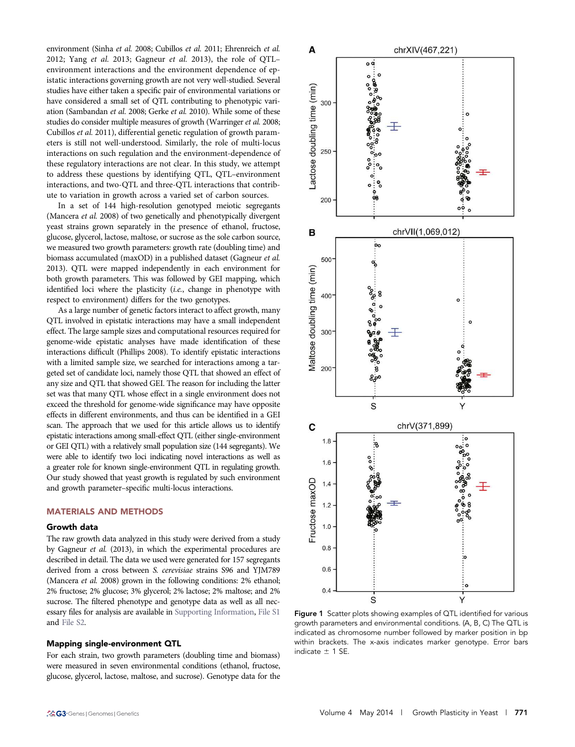environment (Sinha *et al.* 2008; Cubillos *et al.* 2011; Ehrenreich *et al.* 2012; Yang *et al.* 2013; Gagneur *et al.* 2013), the role of QTL–environment interactions and the environment dependence of epistatic interactions governing growth are not very well-studied. Several studies have either taken a specific pair of environmental variations or have considered a small set of QTL contributing to phenotypic variation (Sambandan *et al.* 2008; Gerke *et al.* 2010). While some of these studies do consider multiple measures of growth (Warringer *et al.* 2008; Cubillos *et al.* 2011), differential genetic regulation of growth parameters is still not well-understood. Similarly, the role of multi-locus interactions on such regulation and the environment-dependence of these regulatory interactions are not clear. In this study, we attempt to address these questions by identifying QTL, QTL–environment interactions, and two-QTL and three-QTL interactions that contribute to variation in growth across a varied set of carbon sources.

In a set of 144 high-resolution genotyped meiotic segregants (Mancera *et al.* 2008) of two genetically and phenotypically divergent yeast strains grown separately in the presence of ethanol, fructose, glucose, glycerol, lactose, maltose, or sucrose as the sole carbon source, we measured two growth parameters: growth rate (doubling time) and biomass accumulated (maxOD) in a published dataset (Gagneur *et al.* 2013). QTL were mapped independently in each environment for both growth parameters. This was followed by GEI mapping, which identified loci where the plasticity (*i.e.*, change in phenotype with respect to environment) differs for the two genotypes.

As a large number of genetic factors interact to affect growth, many QTL involved in epistatic interactions may have a small independent effect. The large sample sizes and computational resources required for genome-wide epistatic analyses have made identification of these interactions difficult (Phillips 2008). To identify epistatic interactions with a limited sample size, we searched for interactions among a targeted set of candidate loci, namely those QTL that showed an effect of any size and QTL that showed GEI. The reason for including the latter set was that many QTL whose effect in a single environment does not exceed the threshold for genome-wide significance may have opposite effects in different environments, and thus can be identified in a GEI scan. The approach that we used for this article allows us to identify epistatic interactions among small-effect QTL (either single-environment or GEI QTL) with a relatively small population size (144 segregants). We were able to identify two loci indicating novel interactions as well as a greater role for known single-environment QTL in regulating growth. Our study showed that yeast growth is regulated by such environment and growth parameter–specific multi-locus interactions.

## MATERIALS AND METHODS

### Growth data

The raw growth data analyzed in this study were derived from a study by Gagneur *et al.* (2013), in which the experimental procedures are described in detail. The data we used were generated for 157 segregants derived from a cross between *S. cerevisiae* strains S96 and YJM789 (Mancera *et al.* 2008) grown in the following conditions: 2% ethanol; 2% fructose; 2% glucose; 3% glycerol; 2% lactose; 2% maltose; and 2% sucrose. The filtered phenotype and genotype data as well as all necessary files for analysis are available in Supporting Information, File S1 and File S2.

### Mapping single-environment QTL

For each strain, two growth parameters (doubling time and biomass) were measured in seven environmental conditions (ethanol, fructose, glucose, glycerol, lactose, maltose, and sucrose). Genotype data for the

**Figure 1** Scatter plots showing examples of QTL identified for various growth parameters and environmental conditions. (A, B, C) The QTL is indicated as chromosome number followed by marker position in bp within brackets. The x-axis indicates marker genotype. Error bars indicate ± 1 SE.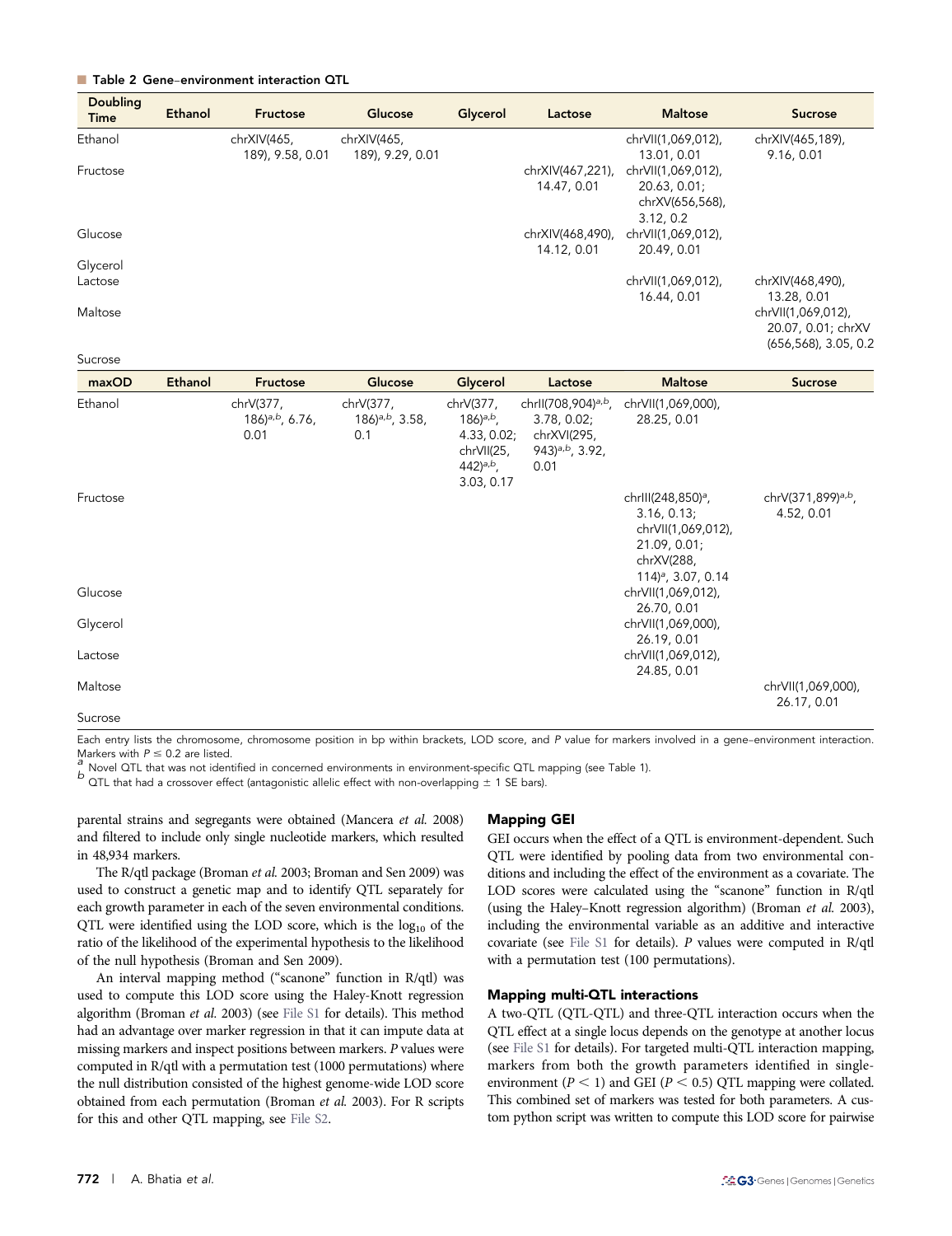**Table 2 Gene–environment interaction QTL**

| Doubling Time | Ethanol | Fructose | Glucose | Glycerol | Lactose | Maltose | Sucrose |
|---|---|---|---|---|---|---|---|
| Ethanol | | chrXIV(465, 189), 9.58, 0.01 | chrXIV(465, 189), 9.29, 0.01 | | | chrVII(1,069,012), 13.01, 0.01 | chrXIV(465,189), 9.16, 0.01 |
| Fructose | | | | | chrXIV(467,221), 14.47, 0.01 | chrVII(1,069,012), 20.63, 0.01; chrXV(656,568), 3.12, 0.2 | |
| Glucose | | | | | chrXIV(468,490), 14.12, 0.01 | chrVII(1,069,012), 20.49, 0.01 | |
| Glycerol | | | | | | | |
| Lactose | | | | | | chrVII(1,069,012), 16.44, 0.01 | chrXIV(468,490), 13.28, 0.01 |
| Maltose | | | | | | | chrVII(1,069,012), 20.07, 0.01; chrXV (656,568), 3.05, 0.2 |
| Sucrose | | | | | | | |
| **maxOD** | **Ethanol** | **Fructose** | **Glucose** | **Glycerol** | **Lactose** | **Maltose** | **Sucrose** |
| Ethanol | | chrV(377, 186)[a,b], 6.76, 0.01 | chrV(377, 186)[a,b], 3.58, 0.1 | chrV(377, 186)[a,b], 4.33, 0.02; chrVII(25, 442)[a,b], 3.03, 0.17 | chrII(708,904)[a,b], 3.78, 0.02; chrXVI(295, 943)[a,b], 3.92, 0.01 | chrVII(1,069,000), 28.25, 0.01 | |
| Fructose | | | | | | chrIII(248,850)[a], 3.16, 0.13; chrVII(1,069,012), 21.09, 0.01; chrXV(288, 114)[a], 3.07, 0.14 | chrV(371,899)[a,b], 4.52, 0.01 |
| Glucose | | | | | | chrVII(1,069,012), 26.70, 0.01 | |
| Glycerol | | | | | | chrVII(1,069,000), 26.19, 0.01 | |
| Lactose | | | | | | chrVII(1,069,012), 24.85, 0.01 | |
| Maltose | | | | | | | chrVII(1,069,000), 26.17, 0.01 |
| Sucrose | | | | | | | |

Each entry lists the chromosome, chromosome position in bp within brackets, LOD score, and *P* value for markers involved in a gene–environment interaction. Markers with $P \leq 0.2$ are listed.
[a] Novel QTL that was not identified in concerned environments in environment-specific QTL mapping (see Table 1).
[b] QTL that had a crossover effect (antagonistic allelic effect with non-overlapping ± 1 SE bars).

parental strains and segregants were obtained (Mancera *et al.* 2008) and filtered to include only single nucleotide markers, which resulted in 48,934 markers.

The R/qtl package (Broman *et al.* 2003; Broman and Sen 2009) was used to construct a genetic map and to identify QTL separately for each growth parameter in each of the seven environmental conditions. QTL were identified using the LOD score, which is the $\log_{10}$ of the ratio of the likelihood of the experimental hypothesis to the likelihood of the null hypothesis (Broman and Sen 2009).

An interval mapping method ("scanone" function in R/qtl) was used to compute this LOD score using the Haley-Knott regression algorithm (Broman *et al.* 2003) (see File S1 for details). This method had an advantage over marker regression in that it can impute data at missing markers and inspect positions between markers. *P* values were computed in R/qtl with a permutation test (1000 permutations) where the null distribution consisted of the highest genome-wide LOD score obtained from each permutation (Broman *et al.* 2003). For R scripts for this and other QTL mapping, see File S2.

### Mapping GEI

GEI occurs when the effect of a QTL is environment-dependent. Such QTL were identified by pooling data from two environmental conditions and including the effect of the environment as a covariate. The LOD scores were calculated using the "scanone" function in R/qtl (using the Haley–Knott regression algorithm) (Broman *et al.* 2003), including the environmental variable as an additive and interactive covariate (see File S1 for details). *P* values were computed in R/qtl with a permutation test (100 permutations).

### Mapping multi-QTL interactions

A two-QTL (QTL-QTL) and three-QTL interaction occurs when the QTL effect at a single locus depends on the genotype at another locus (see File S1 for details). For targeted multi-QTL interaction mapping, markers from both the growth parameters identified in single-environment ($P < 1$) and GEI ($P < 0.5$) QTL mapping were collated. This combined set of markers was tested for both parameters. A custom python script was written to compute this LOD score for pairwise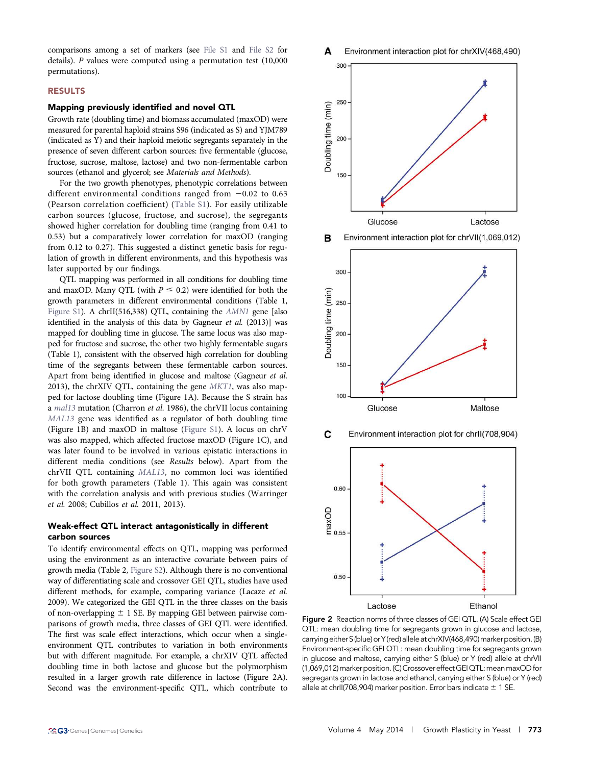comparisons among a set of markers (see File S1 and File S2 for details). P values were computed using a permutation test (10,000 permutations).

## RESULTS

### Mapping previously identified and novel QTL

Growth rate (doubling time) and biomass accumulated (maxOD) were measured for parental haploid strains S96 (indicated as S) and YJM789 (indicated as Y) and their haploid meiotic segregants separately in the presence of seven different carbon sources: five fermentable (glucose, fructose, sucrose, maltose, lactose) and two non-fermentable carbon sources (ethanol and glycerol; see *Materials and Methods*).

For the two growth phenotypes, phenotypic correlations between different environmental conditions ranged from −0.02 to 0.63 (Pearson correlation coefficient) (Table S1). For easily utilizable carbon sources (glucose, fructose, and sucrose), the segregants showed higher correlation for doubling time (ranging from 0.41 to 0.53) but a comparatively lower correlation for maxOD (ranging from 0.12 to 0.27). This suggested a distinct genetic basis for regulation of growth in different environments, and this hypothesis was later supported by our findings.

QTL mapping was performed in all conditions for doubling time and maxOD. Many QTL (with $P \leq 0.2$) were identified for both the growth parameters in different environmental conditions (Table 1, Figure S1). A chrII(516,338) QTL, containing the *AMN1* gene [also identified in the analysis of this data by Gagneur *et al.* (2013)] was mapped for doubling time in glucose. The same locus was also mapped for fructose and sucrose, the other two highly fermentable sugars (Table 1), consistent with the observed high correlation for doubling time of the segregants between these fermentable carbon sources. Apart from being identified in glucose and maltose (Gagneur *et al.* 2013), the chrXIV QTL, containing the gene *MKT1*, was also mapped for lactose doubling time (Figure 1A). Because the S strain has a *mal13* mutation (Charron *et al.* 1986), the chrVII locus containing *MAL13* gene was identified as a regulator of both doubling time (Figure 1B) and maxOD in maltose (Figure S1). A locus on chrV was also mapped, which affected fructose maxOD (Figure 1C), and was later found to be involved in various epistatic interactions in different media conditions (see *Results* below). Apart from the chrVII QTL containing *MAL13*, no common loci was identified for both growth parameters (Table 1). This again was consistent with the correlation analysis and with previous studies (Warringer *et al.* 2008; Cubillos *et al.* 2011, 2013).

### Weak-effect QTL interact antagonistically in different carbon sources

To identify environmental effects on QTL, mapping was performed using the environment as an interactive covariate between pairs of growth media (Table 2, Figure S2). Although there is no conventional way of differentiating scale and crossover GEI QTL, studies have used different methods, for example, comparing variance (Lacaze *et al.* 2009). We categorized the GEI QTL in the three classes on the basis of non-overlapping ± 1 SE. By mapping GEI between pairwise comparisons of growth media, three classes of GEI QTL were identified. The first was scale effect interactions, which occur when a single-environment QTL contributes to variation in both environments but with different magnitude. For example, a chrXIV QTL affected doubling time in both lactose and glucose but the polymorphism resulted in a larger growth rate difference in lactose (Figure 2A). Second was the environment-specific QTL, which contribute to

**Figure 2** Reaction norms of three classes of GEI QTL. (A) Scale effect GEI QTL: mean doubling time for segregants grown in glucose and lactose, carrying either S (blue) or Y (red) allele at chrXIV(468,490) marker position. (B) Environment-specific GEI QTL: mean doubling time for segregants grown in glucose and maltose, carrying either S (blue) or Y (red) allele at chrVII (1,069,012) marker position. (C) Crossover effect GEI QTL: mean maxOD for segregants grown in lactose and ethanol, carrying either S (blue) or Y (red) allele at chrII(708,904) marker position. Error bars indicate ± 1 SE.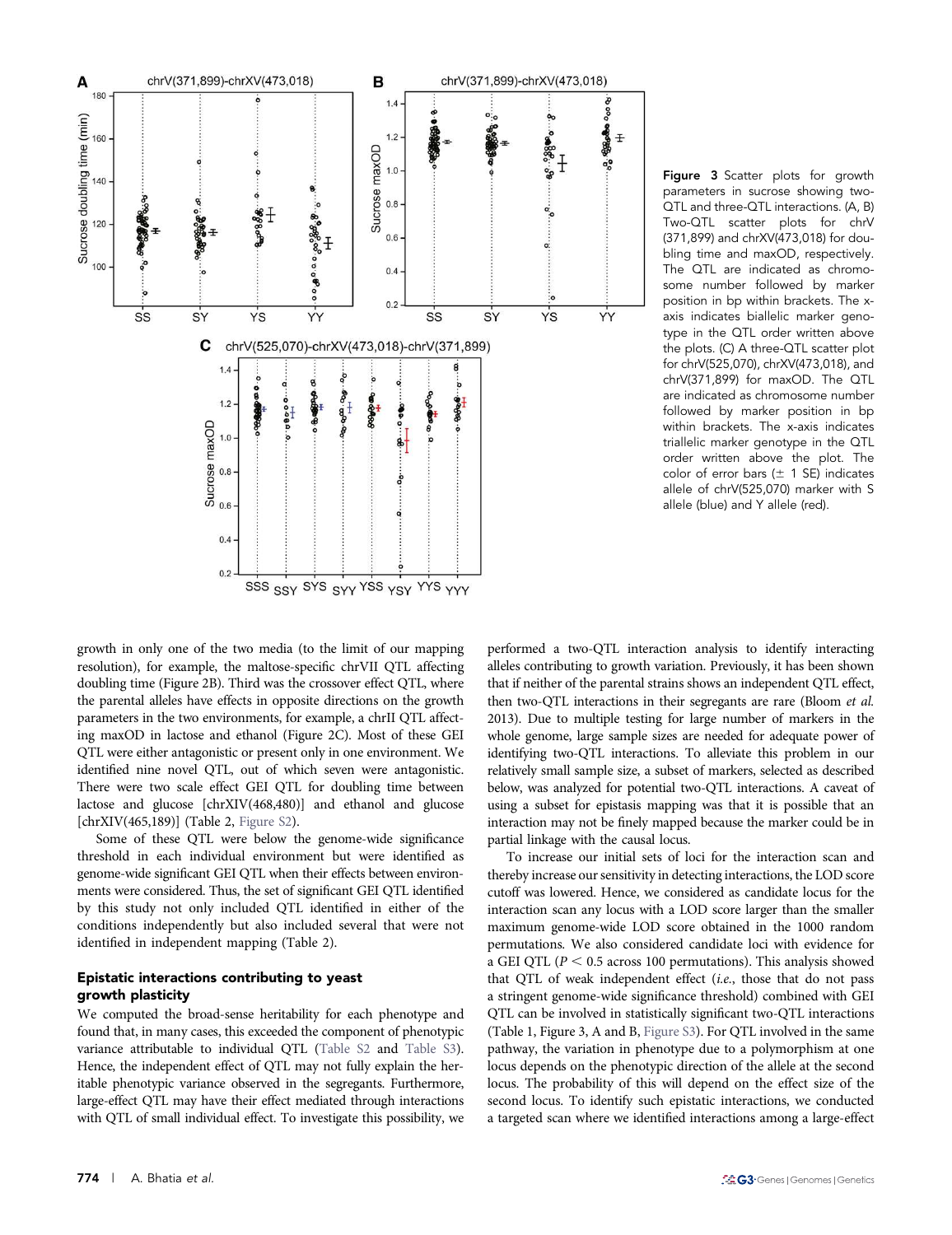Figure 3 Scatter plots for growth parameters in sucrose showing two-QTL and three-QTL interactions. (A, B) Two-QTL scatter plots for chrV (371,899) and chrXV(473,018) for doubling time and maxOD, respectively. The QTL are indicated as chromosome number followed by marker position in bp within brackets. The x-axis indicates biallelic marker genotype in the QTL order written above the plots. (C) A three-QTL scatter plot for chrV(525,070), chrXV(473,018), and chrV(371,899) for maxOD. The QTL are indicated as chromosome number followed by marker position in bp within brackets. The x-axis indicates triallelic marker genotype in the QTL order written above the plot. The color of error bars (± 1 SE) indicates allele of chrV(525,070) marker with S allele (blue) and Y allele (red).

growth in only one of the two media (to the limit of our mapping resolution), for example, the maltose-specific chrVII QTL affecting doubling time (Figure 2B). Third was the crossover effect QTL, where the parental alleles have effects in opposite directions on the growth parameters in the two environments, for example, a chrII QTL affecting maxOD in lactose and ethanol (Figure 2C). Most of these GEI QTL were either antagonistic or present only in one environment. We identified nine novel QTL, out of which seven were antagonistic. There were two scale effect GEI QTL for doubling time between lactose and glucose [chrXIV(468,480)] and ethanol and glucose [chrXIV(465,189)] (Table 2, Figure S2).

Some of these QTL were below the genome-wide significance threshold in each individual environment but were identified as genome-wide significant GEI QTL when their effects between environments were considered. Thus, the set of significant GEI QTL identified by this study not only included QTL identified in either of the conditions independently but also included several that were not identified in independent mapping (Table 2).

### Epistatic interactions contributing to yeast growth plasticity

We computed the broad-sense heritability for each phenotype and found that, in many cases, this exceeded the component of phenotypic variance attributable to individual QTL (Table S2 and Table S3). Hence, the independent effect of QTL may not fully explain the heritable phenotypic variance observed in the segregants. Furthermore, large-effect QTL may have their effect mediated through interactions with QTL of small individual effect. To investigate this possibility, we performed a two-QTL interaction analysis to identify interacting alleles contributing to growth variation. Previously, it has been shown that if neither of the parental strains shows an independent QTL effect, then two-QTL interactions in their segregants are rare (Bloom *et al.* 2013). Due to multiple testing for large number of markers in the whole genome, large sample sizes are needed for adequate power of identifying two-QTL interactions. To alleviate this problem in our relatively small sample size, a subset of markers, selected as described below, was analyzed for potential two-QTL interactions. A caveat of using a subset for epistasis mapping was that it is possible that an interaction may not be finely mapped because the marker could be in partial linkage with the causal locus.

To increase our initial sets of loci for the interaction scan and thereby increase our sensitivity in detecting interactions, the LOD score cutoff was lowered. Hence, we considered as candidate locus for the interaction scan any locus with a LOD score larger than the smaller maximum genome-wide LOD score obtained in the 1000 random permutations. We also considered candidate loci with evidence for a GEI QTL ($P < 0.5$ across 100 permutations). This analysis showed that QTL of weak independent effect (*i.e.*, those that do not pass a stringent genome-wide significance threshold) combined with GEI QTL can be involved in statistically significant two-QTL interactions (Table 1, Figure 3, A and B, Figure S3). For QTL involved in the same pathway, the variation in phenotype due to a polymorphism at one locus depends on the phenotypic direction of the allele at the second locus. The probability of this will depend on the effect size of the second locus. To identify such epistatic interactions, we conducted a targeted scan where we identified interactions among a large-effect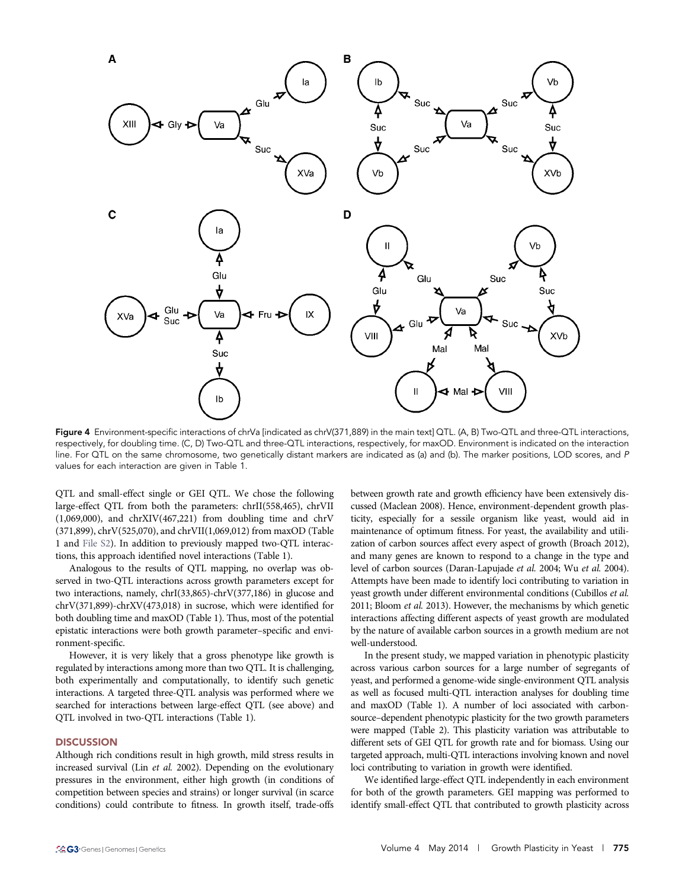Figure 4 Environment-specific interactions of chrVa [indicated as chrV(371,889) in the main text] QTL. (A, B) Two-QTL and three-QTL interactions, respectively, for doubling time. (C, D) Two-QTL and three-QTL interactions, respectively, for maxOD. Environment is indicated on the interaction line. For QTL on the same chromosome, two genetically distant markers are indicated as (a) and (b). The marker positions, LOD scores, and *P* values for each interaction are given in Table 1.

QTL and small-effect single or GEI QTL. We chose the following large-effect QTL from both the parameters: chrII(558,465), chrVII (1,069,000), and chrXIV(467,221) from doubling time and chrV (371,899), chrV(525,070), and chrVII(1,069,012) from maxOD (Table 1 and File S2). In addition to previously mapped two-QTL interactions, this approach identified novel interactions (Table 1).

Analogous to the results of QTL mapping, no overlap was observed in two-QTL interactions across growth parameters except for two interactions, namely, chrI(33,865)-chrV(377,186) in glucose and chrV(371,899)-chrXV(473,018) in sucrose, which were identified for both doubling time and maxOD (Table 1). Thus, most of the potential epistatic interactions were both growth parameter–specific and environment-specific.

However, it is very likely that a gross phenotype like growth is regulated by interactions among more than two QTL. It is challenging, both experimentally and computationally, to identify such genetic interactions. A targeted three-QTL analysis was performed where we searched for interactions between large-effect QTL (see above) and QTL involved in two-QTL interactions (Table 1).

## DISCUSSION

Although rich conditions result in high growth, mild stress results in increased survival (Lin *et al.* 2002). Depending on the evolutionary pressures in the environment, either high growth (in conditions of competition between species and strains) or longer survival (in scarce conditions) could contribute to fitness. In growth itself, trade-offs between growth rate and growth efficiency have been extensively discussed (Maclean 2008). Hence, environment-dependent growth plasticity, especially for a sessile organism like yeast, would aid in maintenance of optimum fitness. For yeast, the availability and utilization of carbon sources affect every aspect of growth (Broach 2012), and many genes are known to respond to a change in the type and level of carbon sources (Daran-Lapujade *et al.* 2004; Wu *et al.* 2004). Attempts have been made to identify loci contributing to variation in yeast growth under different environmental conditions (Cubillos *et al.* 2011; Bloom *et al.* 2013). However, the mechanisms by which genetic interactions affecting different aspects of yeast growth are modulated by the nature of available carbon sources in a growth medium are not well-understood.

In the present study, we mapped variation in phenotypic plasticity across various carbon sources for a large number of segregants of yeast, and performed a genome-wide single-environment QTL analysis as well as focused multi-QTL interaction analyses for doubling time and maxOD (Table 1). A number of loci associated with carbon-source–dependent phenotypic plasticity for the two growth parameters were mapped (Table 2). This plasticity variation was attributable to different sets of GEI QTL for growth rate and for biomass. Using our targeted approach, multi-QTL interactions involving known and novel loci contributing to variation in growth were identified.

We identified large-effect QTL independently in each environment for both of the growth parameters. GEI mapping was performed to identify small-effect QTL that contributed to growth plasticity across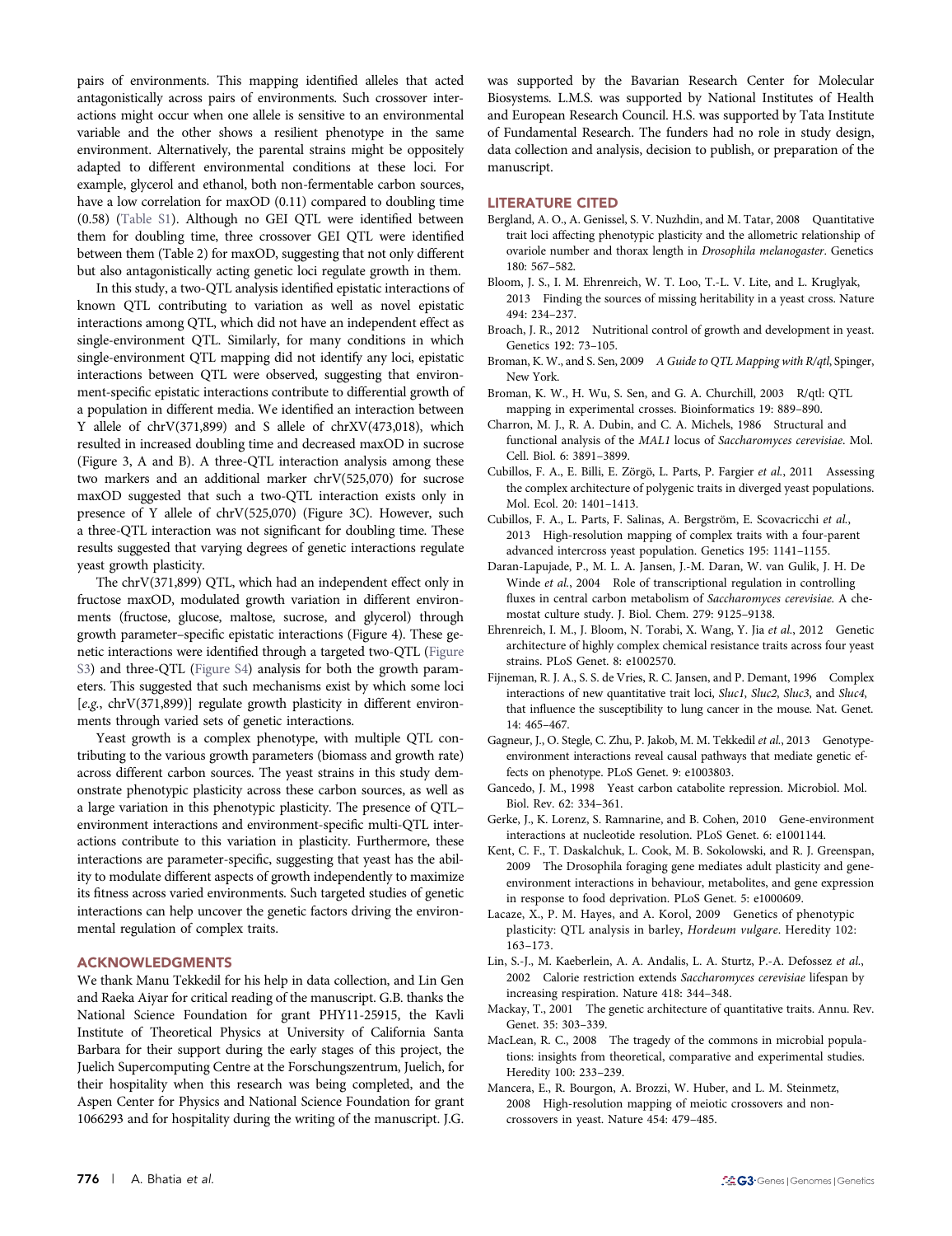pairs of environments. This mapping identified alleles that acted antagonistically across pairs of environments. Such crossover interactions might occur when one allele is sensitive to an environmental variable and the other shows a resilient phenotype in the same environment. Alternatively, the parental strains might be oppositely adapted to different environmental conditions at these loci. For example, glycerol and ethanol, both non-fermentable carbon sources, have a low correlation for maxOD (0.11) compared to doubling time (0.58) (Table S1). Although no GEI QTL were identified between them for doubling time, three crossover GEI QTL were identified between them (Table 2) for maxOD, suggesting that not only different but also antagonistically acting genetic loci regulate growth in them.

In this study, a two-QTL analysis identified epistatic interactions of known QTL contributing to variation as well as novel epistatic interactions among QTL, which did not have an independent effect as single-environment QTL. Similarly, for many conditions in which single-environment QTL mapping did not identify any loci, epistatic interactions between QTL were observed, suggesting that environment-specific epistatic interactions contribute to differential growth of a population in different media. We identified an interaction between Y allele of chrV(371,899) and S allele of chrXV(473,018), which resulted in increased doubling time and decreased maxOD in sucrose (Figure 3, A and B). A three-QTL interaction analysis among these two markers and an additional marker chrV(525,070) for sucrose maxOD suggested that such a two-QTL interaction exists only in presence of Y allele of chrV(525,070) (Figure 3C). However, such a three-QTL interaction was not significant for doubling time. These results suggested that varying degrees of genetic interactions regulate yeast growth plasticity.

The chrV(371,899) QTL, which had an independent effect only in fructose maxOD, modulated growth variation in different environments (fructose, glucose, maltose, sucrose, and glycerol) through growth parameter–specific epistatic interactions (Figure 4). These genetic interactions were identified through a targeted two-QTL (Figure S3) and three-QTL (Figure S4) analysis for both the growth parameters. This suggested that such mechanisms exist by which some loci [*e.g.*, chrV(371,899)] regulate growth plasticity in different environments through varied sets of genetic interactions.

Yeast growth is a complex phenotype, with multiple QTL contributing to the various growth parameters (biomass and growth rate) across different carbon sources. The yeast strains in this study demonstrate phenotypic plasticity across these carbon sources, as well as a large variation in this phenotypic plasticity. The presence of QTL–environment interactions and environment-specific multi-QTL interactions contribute to this variation in plasticity. Furthermore, these interactions are parameter-specific, suggesting that yeast has the ability to modulate different aspects of growth independently to maximize its fitness across varied environments. Such targeted studies of genetic interactions can help uncover the genetic factors driving the environmental regulation of complex traits.

## ACKNOWLEDGMENTS

We thank Manu Tekkedil for his help in data collection, and Lin Gen and Raeka Aiyar for critical reading of the manuscript. G.B. thanks the National Science Foundation for grant PHY11-25915, the Kavli Institute of Theoretical Physics at University of California Santa Barbara for their support during the early stages of this project, the Juelich Supercomputing Centre at the Forschungszentrum, Juelich, for their hospitality when this research was being completed, and the Aspen Center for Physics and National Science Foundation for grant 1066293 and for hospitality during the writing of the manuscript. J.G. was supported by the Bavarian Research Center for Molecular Biosystems. L.M.S. was supported by National Institutes of Health and European Research Council. H.S. was supported by Tata Institute of Fundamental Research. The funders had no role in study design, data collection and analysis, decision to publish, or preparation of the manuscript.

## LITERATURE CITED

Bergland, A. O., A. Genissel, S. V. Nuzhdin, and M. Tatar, 2008 Quantitative trait loci affecting phenotypic plasticity and the allometric relationship of ovariole number and thorax length in *Drosophila melanogaster*. Genetics 180: 567–582.

Bloom, J. S., I. M. Ehrenreich, W. T. Loo, T.-L. V. Lite, and L. Kruglyak, 2013 Finding the sources of missing heritability in a yeast cross. Nature 494: 234–237.

Broach, J. R., 2012 Nutritional control of growth and development in yeast. Genetics 192: 73–105.

Broman, K. W., and S. Sen, 2009 *A Guide to QTL Mapping with R/qtl*, Spinger, New York.

Broman, K. W., H. Wu, S. Sen, and G. A. Churchill, 2003 R/qtl: QTL mapping in experimental crosses. Bioinformatics 19: 889–890.

Charron, M. J., R. A. Dubin, and C. A. Michels, 1986 Structural and functional analysis of the *MAL1* locus of *Saccharomyces cerevisiae*. Mol. Cell. Biol. 6: 3891–3899.

Cubillos, F. A., E. Billi, E. Zörgö, L. Parts, P. Fargier *et al.*, 2011 Assessing the complex architecture of polygenic traits in diverged yeast populations. Mol. Ecol. 20: 1401–1413.

Cubillos, F. A., L. Parts, F. Salinas, A. Bergström, E. Scovacricchi *et al.*, 2013 High-resolution mapping of complex traits with a four-parent advanced intercross yeast population. Genetics 195: 1141–1155.

Daran-Lapujade, P., M. L. A. Jansen, J.-M. Daran, W. van Gulik, J. H. De Winde *et al.*, 2004 Role of transcriptional regulation in controlling fluxes in central carbon metabolism of *Saccharomyces cerevisiae*. A chemostat culture study. J. Biol. Chem. 279: 9125–9138.

Ehrenreich, I. M., J. Bloom, N. Torabi, X. Wang, Y. Jia *et al.*, 2012 Genetic architecture of highly complex chemical resistance traits across four yeast strains. PLoS Genet. 8: e1002570.

Fijneman, R. J. A., S. S. de Vries, R. C. Jansen, and P. Demant, 1996 Complex interactions of new quantitative trait loci, *Sluc1*, *Sluc2*, *Sluc3*, and *Sluc4*, that influence the susceptibility to lung cancer in the mouse. Nat. Genet. 14: 465–467.

Gagneur, J., O. Stegle, C. Zhu, P. Jakob, M. M. Tekkedil *et al.*, 2013 Genotype-environment interactions reveal causal pathways that mediate genetic effects on phenotype. PLoS Genet. 9: e1003803.

Gancedo, J. M., 1998 Yeast carbon catabolite repression. Microbiol. Mol. Biol. Rev. 62: 334–361.

Gerke, J., K. Lorenz, S. Ramnarine, and B. Cohen, 2010 Gene-environment interactions at nucleotide resolution. PLoS Genet. 6: e1001144.

Kent, C. F., T. Daskalchuk, L. Cook, M. B. Sokolowski, and R. J. Greenspan, 2009 The Drosophila foraging gene mediates adult plasticity and gene-environment interactions in behaviour, metabolites, and gene expression in response to food deprivation. PLoS Genet. 5: e1000609.

Lacaze, X., P. M. Hayes, and A. Korol, 2009 Genetics of phenotypic plasticity: QTL analysis in barley, *Hordeum vulgare*. Heredity 102: 163–173.

Lin, S.-J., M. Kaeberlein, A. A. Andalis, L. A. Sturtz, P.-A. Defossez *et al.*, 2002 Calorie restriction extends *Saccharomyces cerevisiae* lifespan by increasing respiration. Nature 418: 344–348.

Mackay, T., 2001 The genetic architecture of quantitative traits. Annu. Rev. Genet. 35: 303–339.

MacLean, R. C., 2008 The tragedy of the commons in microbial populations: insights from theoretical, comparative and experimental studies. Heredity 100: 233–239.

Mancera, E., R. Bourgon, A. Brozzi, W. Huber, and L. M. Steinmetz, 2008 High-resolution mapping of meiotic crossovers and non-crossovers in yeast. Nature 454: 479–485.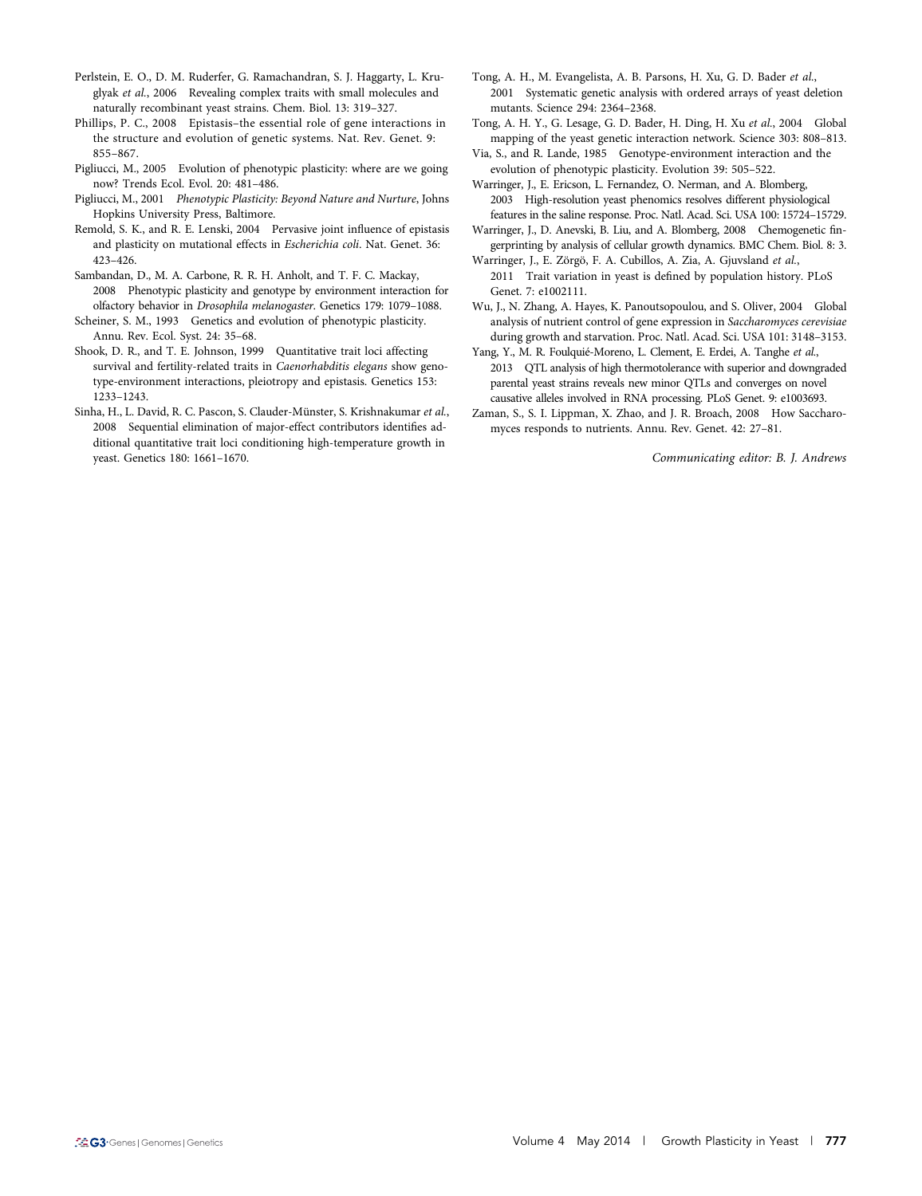Perlstein, E. O., D. M. Ruderfer, G. Ramachandran, S. J. Haggarty, L. Kruglyak *et al.*, 2006 Revealing complex traits with small molecules and naturally recombinant yeast strains. Chem. Biol. 13: 319–327.

Phillips, P. C., 2008 Epistasis–the essential role of gene interactions in the structure and evolution of genetic systems. Nat. Rev. Genet. 9: 855–867.

Pigliucci, M., 2005 Evolution of phenotypic plasticity: where are we going now? Trends Ecol. Evol. 20: 481–486.

Pigliucci, M., 2001 *Phenotypic Plasticity: Beyond Nature and Nurture*, Johns Hopkins University Press, Baltimore.

Remold, S. K., and R. E. Lenski, 2004 Pervasive joint influence of epistasis and plasticity on mutational effects in *Escherichia coli*. Nat. Genet. 36: 423–426.

Sambandan, D., M. A. Carbone, R. R. H. Anholt, and T. F. C. Mackay, 2008 Phenotypic plasticity and genotype by environment interaction for olfactory behavior in *Drosophila melanogaster*. Genetics 179: 1079–1088.

Scheiner, S. M., 1993 Genetics and evolution of phenotypic plasticity. Annu. Rev. Ecol. Syst. 24: 35–68.

Shook, D. R., and T. E. Johnson, 1999 Quantitative trait loci affecting survival and fertility-related traits in *Caenorhabditis elegans* show genotype-environment interactions, pleiotropy and epistasis. Genetics 153: 1233–1243.

Sinha, H., L. David, R. C. Pascon, S. Clauder-Münster, S. Krishnakumar *et al.*, 2008 Sequential elimination of major-effect contributors identifies additional quantitative trait loci conditioning high-temperature growth in yeast. Genetics 180: 1661–1670.

Tong, A. H., M. Evangelista, A. B. Parsons, H. Xu, G. D. Bader *et al.*, 2001 Systematic genetic analysis with ordered arrays of yeast deletion mutants. Science 294: 2364–2368.

Tong, A. H. Y., G. Lesage, G. D. Bader, H. Ding, H. Xu *et al.*, 2004 Global mapping of the yeast genetic interaction network. Science 303: 808–813.

Via, S., and R. Lande, 1985 Genotype-environment interaction and the evolution of phenotypic plasticity. Evolution 39: 505–522.

Warringer, J., E. Ericson, L. Fernandez, O. Nerman, and A. Blomberg, 2003 High-resolution yeast phenomics resolves different physiological features in the saline response. Proc. Natl. Acad. Sci. USA 100: 15724–15729.

Warringer, J., D. Anevski, B. Liu, and A. Blomberg, 2008 Chemogenetic fingerprinting by analysis of cellular growth dynamics. BMC Chem. Biol. 8: 3.

Warringer, J., E. Zörgö, F. A. Cubillos, A. Zia, A. Gjuvsland *et al.*, 2011 Trait variation in yeast is defined by population history. PLoS Genet. 7: e1002111.

Wu, J., N. Zhang, A. Hayes, K. Panoutsopoulou, and S. Oliver, 2004 Global analysis of nutrient control of gene expression in *Saccharomyces cerevisiae* during growth and starvation. Proc. Natl. Acad. Sci. USA 101: 3148–3153.

Yang, Y., M. R. Foulquié-Moreno, L. Clement, E. Erdei, A. Tanghe *et al.*, 2013 QTL analysis of high thermotolerance with superior and downgraded parental yeast strains reveals new minor QTLs and converges on novel causative alleles involved in RNA processing. PLoS Genet. 9: e1003693.

Zaman, S., S. I. Lippman, X. Zhao, and J. R. Broach, 2008 How Saccharomyces responds to nutrients. Annu. Rev. Genet. 42: 27–81.

*Communicating editor: B. J. Andrews*